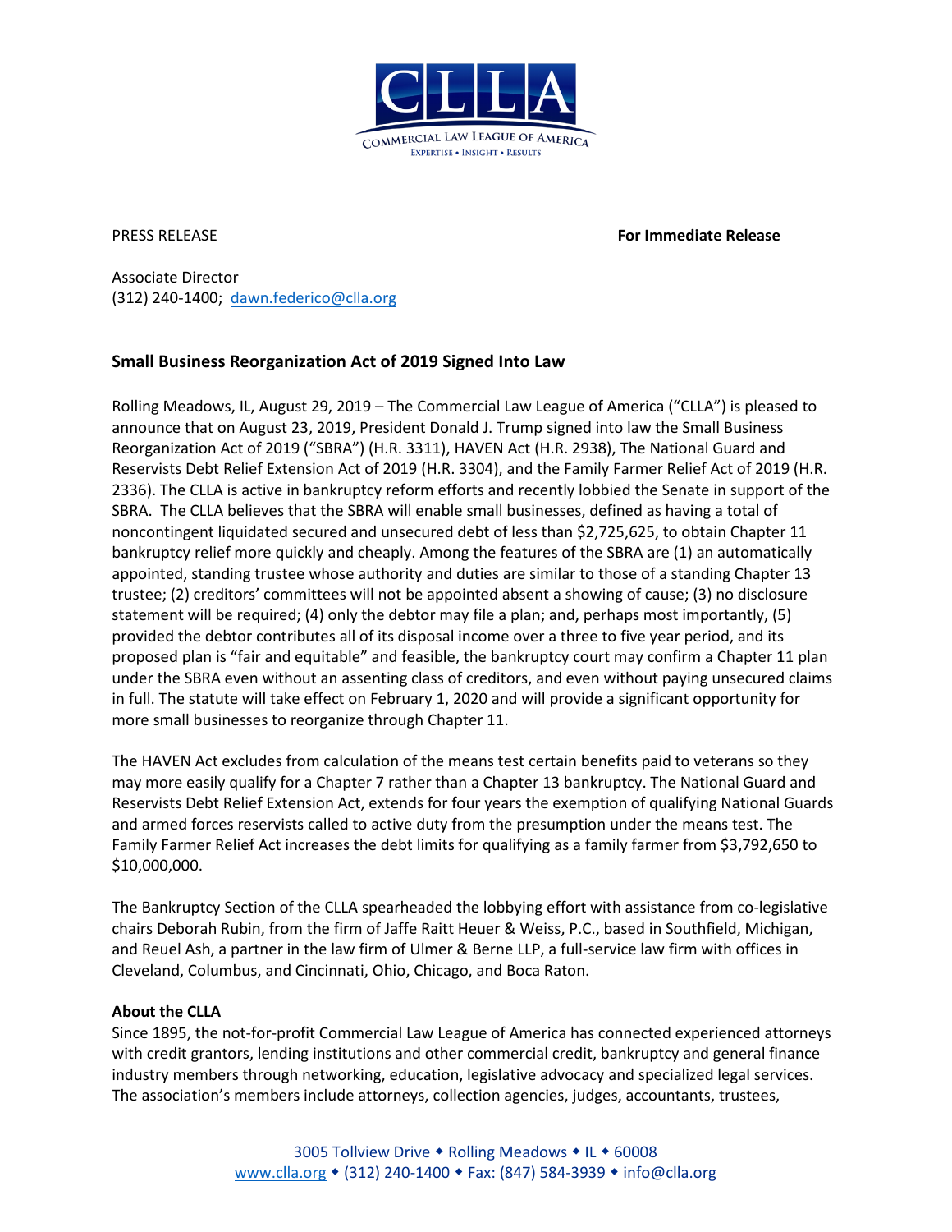COMMERCIAL LAW LEAGUE OF AMERICA
EXPERTISE • INSIGHT • RESULTS

PRESS RELEASE **For Immediate Release**

Associate Director
(312) 240-1400; dawn.federico@clla.org

## Small Business Reorganization Act of 2019 Signed Into Law

Rolling Meadows, IL, August 29, 2019 – The Commercial Law League of America ("CLLA") is pleased to announce that on August 23, 2019, President Donald J. Trump signed into law the Small Business Reorganization Act of 2019 ("SBRA") (H.R. 3311), HAVEN Act (H.R. 2938), The National Guard and Reservists Debt Relief Extension Act of 2019 (H.R. 3304), and the Family Farmer Relief Act of 2019 (H.R. 2336). The CLLA is active in bankruptcy reform efforts and recently lobbied the Senate in support of the SBRA. The CLLA believes that the SBRA will enable small businesses, defined as having a total of noncontingent liquidated secured and unsecured debt of less than $2,725,625, to obtain Chapter 11 bankruptcy relief more quickly and cheaply. Among the features of the SBRA are (1) an automatically appointed, standing trustee whose authority and duties are similar to those of a standing Chapter 13 trustee; (2) creditors' committees will not be appointed absent a showing of cause; (3) no disclosure statement will be required; (4) only the debtor may file a plan; and, perhaps most importantly, (5) provided the debtor contributes all of its disposal income over a three to five year period, and its proposed plan is "fair and equitable" and feasible, the bankruptcy court may confirm a Chapter 11 plan under the SBRA even without an assenting class of creditors, and even without paying unsecured claims in full. The statute will take effect on February 1, 2020 and will provide a significant opportunity for more small businesses to reorganize through Chapter 11.

The HAVEN Act excludes from calculation of the means test certain benefits paid to veterans so they may more easily qualify for a Chapter 7 rather than a Chapter 13 bankruptcy. The National Guard and Reservists Debt Relief Extension Act, extends for four years the exemption of qualifying National Guards and armed forces reservists called to active duty from the presumption under the means test. The Family Farmer Relief Act increases the debt limits for qualifying as a family farmer from $3,792,650 to $10,000,000.

The Bankruptcy Section of the CLLA spearheaded the lobbying effort with assistance from co-legislative chairs Deborah Rubin, from the firm of Jaffe Raitt Heuer & Weiss, P.C., based in Southfield, Michigan, and Reuel Ash, a partner in the law firm of Ulmer & Berne LLP, a full-service law firm with offices in Cleveland, Columbus, and Cincinnati, Ohio, Chicago, and Boca Raton.

**About the CLLA**

Since 1895, the not-for-profit Commercial Law League of America has connected experienced attorneys with credit grantors, lending institutions and other commercial credit, bankruptcy and general finance industry members through networking, education, legislative advocacy and specialized legal services. The association's members include attorneys, collection agencies, judges, accountants, trustees,

3005 Tollview Drive • Rolling Meadows • IL • 60008
www.clla.org • (312) 240-1400 • Fax: (847) 584-3939 • info@clla.org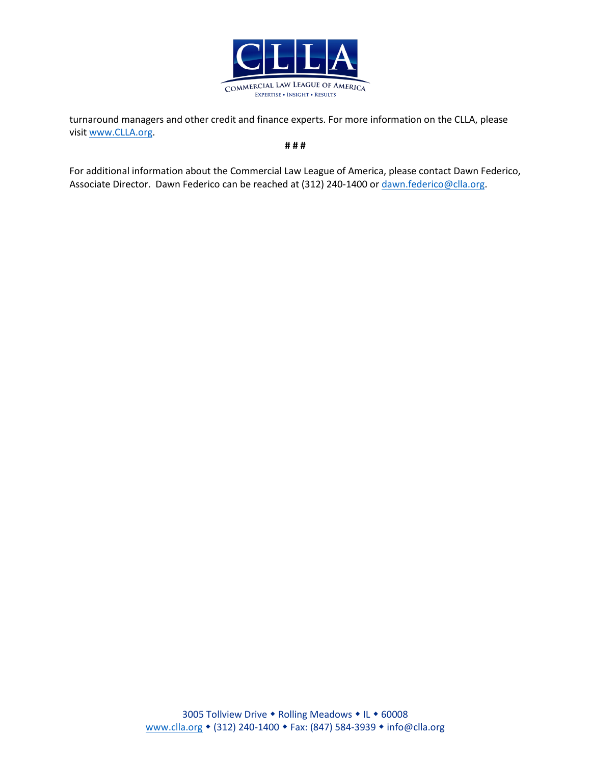turnaround managers and other credit and finance experts. For more information on the CLLA, please visit [www.CLLA.org](http://www.CLLA.org).

**# # #**

For additional information about the Commercial Law League of America, please contact Dawn Federico, Associate Director. Dawn Federico can be reached at (312) 240-1400 or [dawn.federico@clla.org](mailto:dawn.federico@clla.org).